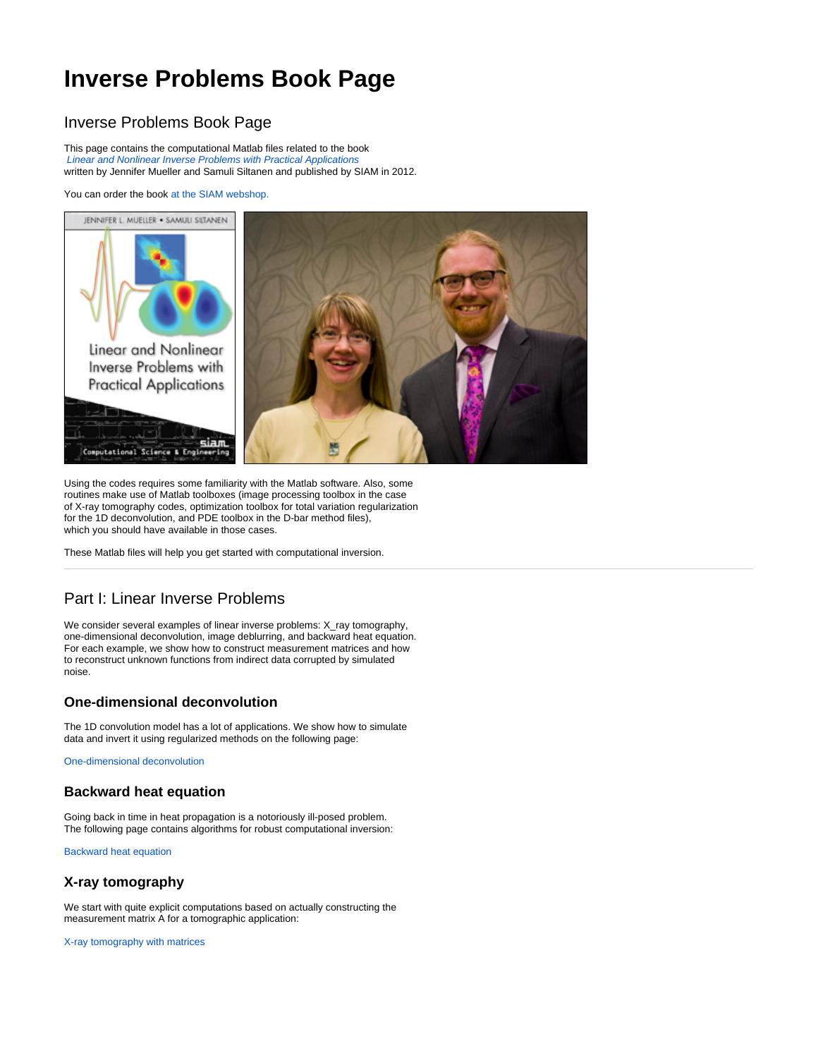# Inverse Problems Book Page

## Inverse Problems Book Page

This page contains the computational Matlab files related to the book
*Linear and Nonlinear Inverse Problems with Practical Applications*
written by Jennifer Mueller and Samuli Siltanen and published by SIAM in 2012.

You can order the book at the SIAM webshop.

Using the codes requires some familiarity with the Matlab software. Also, some routines make use of Matlab toolboxes (image processing toolbox in the case of X-ray tomography codes, optimization toolbox for total variation regularization for the 1D deconvolution, and PDE toolbox in the D-bar method files), which you should have available in those cases.

These Matlab files will help you get started with computational inversion.

---

## Part I: Linear Inverse Problems

We consider several examples of linear inverse problems: X_ray tomography, one-dimensional deconvolution, image deblurring, and backward heat equation. For each example, we show how to construct measurement matrices and how to reconstruct unknown functions from indirect data corrupted by simulated noise.

### One-dimensional deconvolution

The 1D convolution model has a lot of applications. We show how to simulate data and invert it using regularized methods on the following page:

One-dimensional deconvolution

### Backward heat equation

Going back in time in heat propagation is a notoriously ill-posed problem. The following page contains algorithms for robust computational inversion:

Backward heat equation

### X-ray tomography

We start with quite explicit computations based on actually constructing the measurement matrix A for a tomographic application:

X-ray tomography with matrices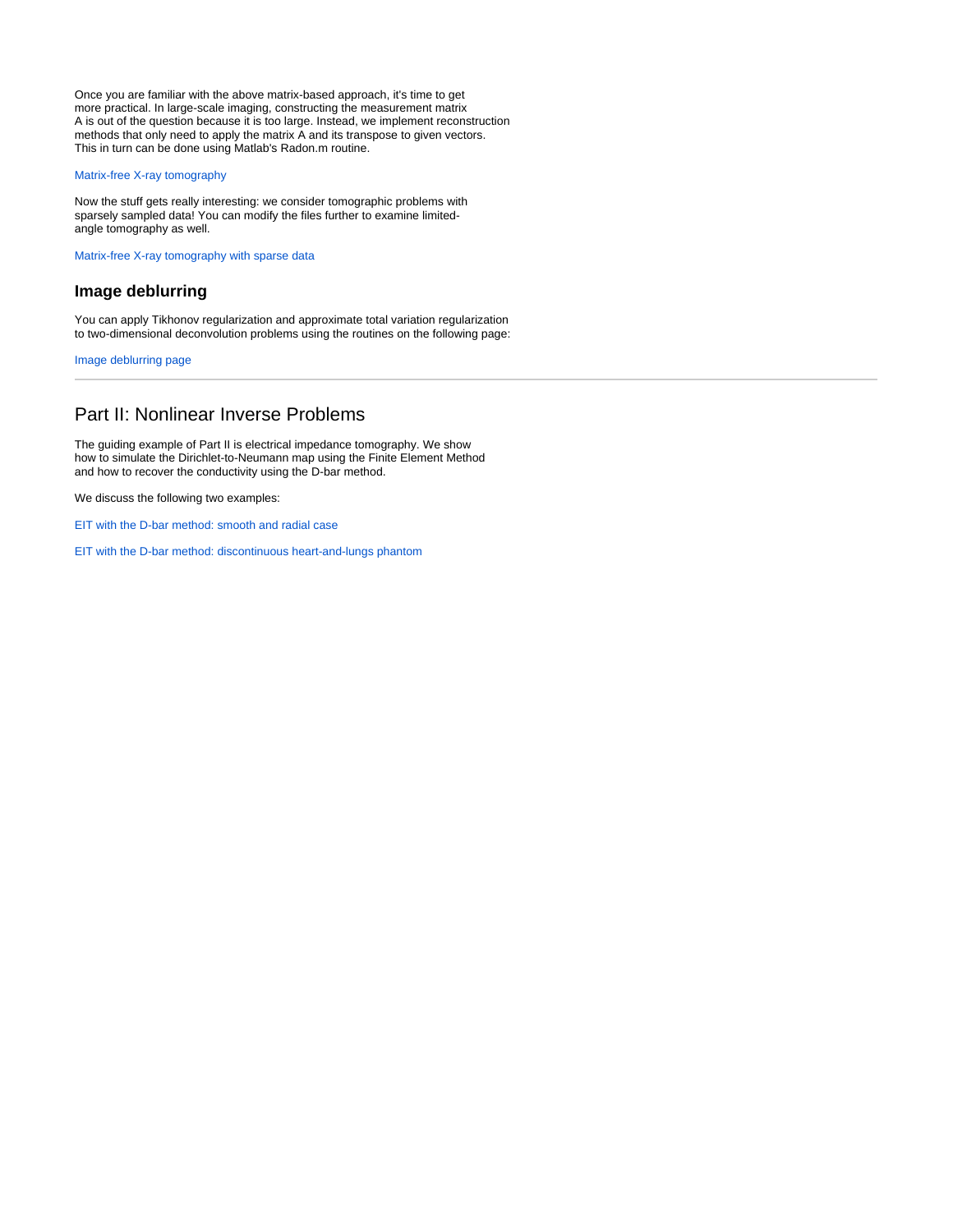Once you are familiar with the above matrix-based approach, it's time to get more practical. In large-scale imaging, constructing the measurement matrix A is out of the question because it is too large. Instead, we implement reconstruction methods that only need to apply the matrix A and its transpose to given vectors. This in turn can be done using Matlab's Radon.m routine.

Matrix-free X-ray tomography

Now the stuff gets really interesting: we consider tomographic problems with sparsely sampled data! You can modify the files further to examine limited-angle tomography as well.

Matrix-free X-ray tomography with sparse data

### Image deblurring

You can apply Tikhonov regularization and approximate total variation regularization to two-dimensional deconvolution problems using the routines on the following page:

Image deblurring page

---

## Part II: Nonlinear Inverse Problems

The guiding example of Part II is electrical impedance tomography. We show how to simulate the Dirichlet-to-Neumann map using the Finite Element Method and how to recover the conductivity using the D-bar method.

We discuss the following two examples:

EIT with the D-bar method: smooth and radial case

EIT with the D-bar method: discontinuous heart-and-lungs phantom